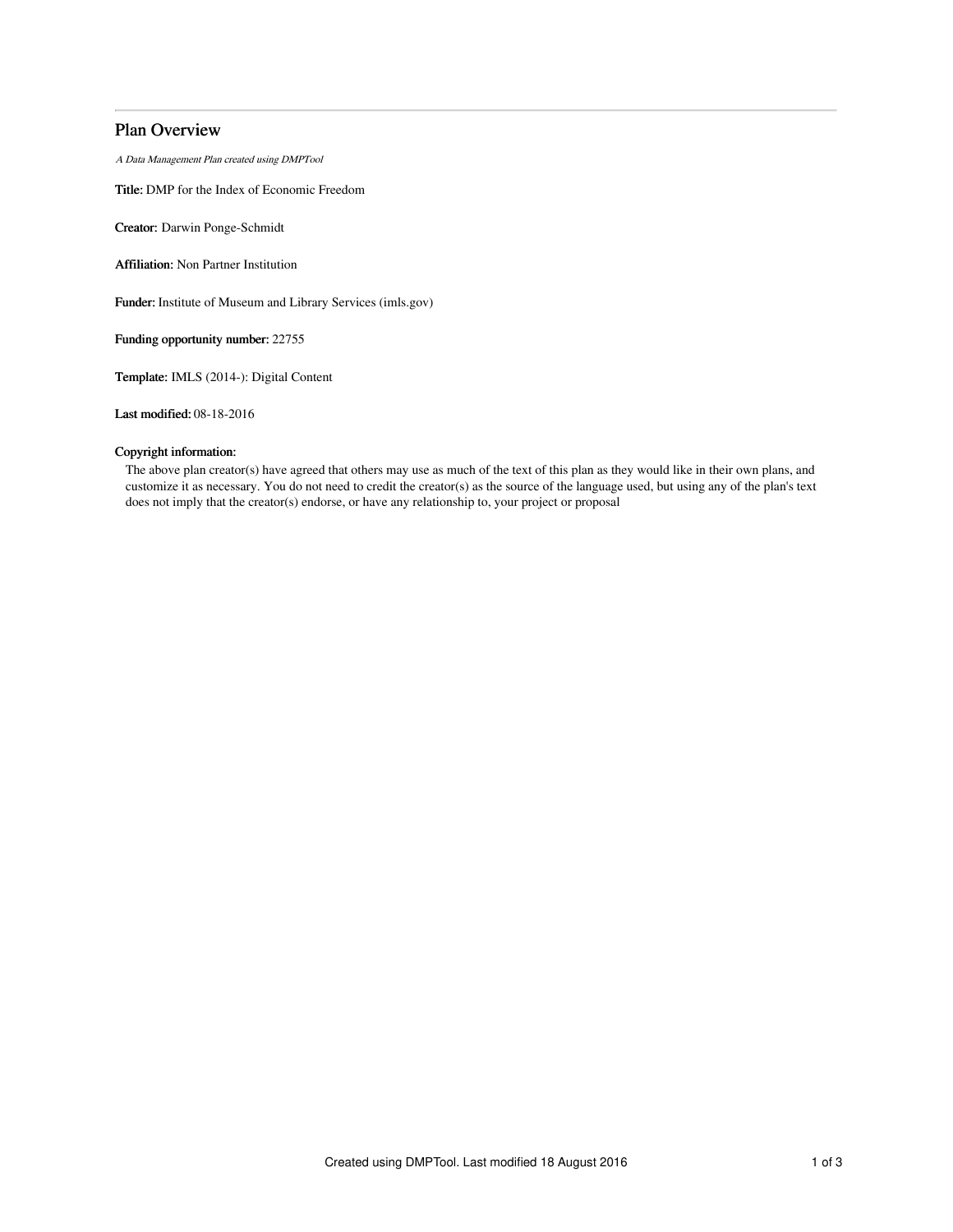# Plan Overview

*A Data Management Plan created using DMPTool*

**Title:** DMP for the Index of Economic Freedom

**Creator:** Darwin Ponge-Schmidt

**Affiliation:** Non Partner Institution

**Funder:** Institute of Museum and Library Services (imls.gov)

**Funding opportunity number:** 22755

**Template:** IMLS (2014-): Digital Content

**Last modified:** 08-18-2016

**Copyright information:**

The above plan creator(s) have agreed that others may use as much of the text of this plan as they would like in their own plans, and customize it as necessary. You do not need to credit the creator(s) as the source of the language used, but using any of the plan's text does not imply that the creator(s) endorse, or have any relationship to, your project or proposal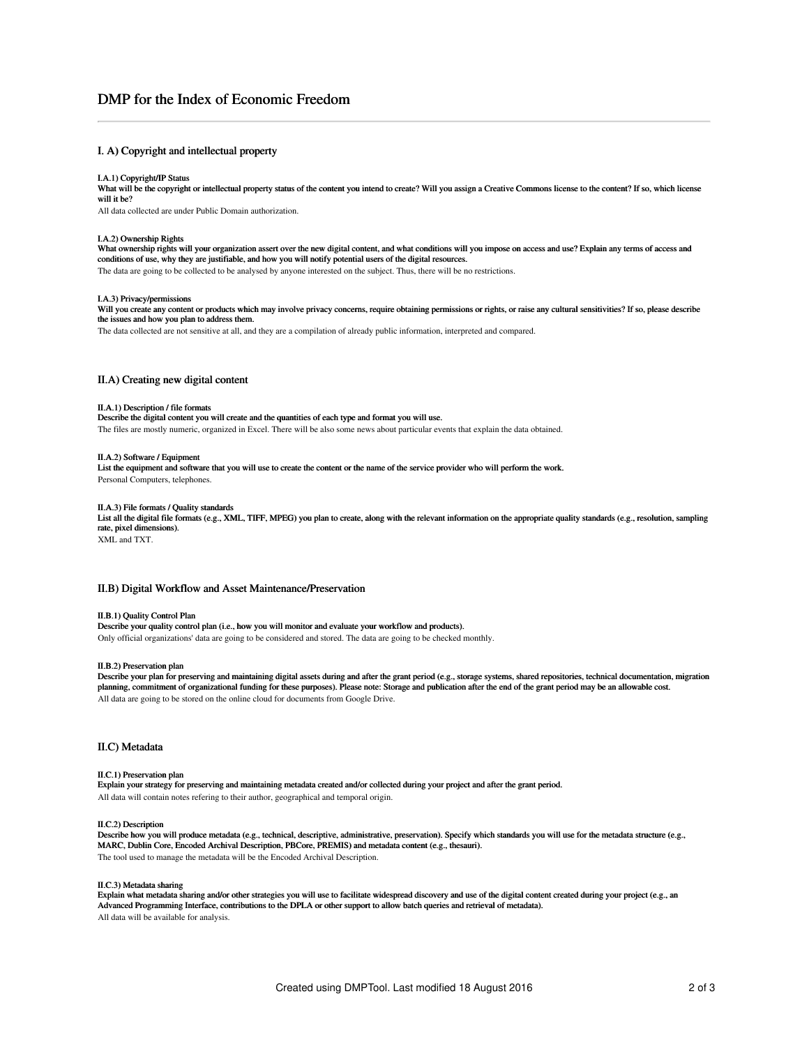# DMP for the Index of Economic Freedom

## I. A) Copyright and intellectual property

#### I.A.1) Copyright/IP Status

**What will be the copyright or intellectual property status of the content you intend to create? Will you assign a Creative Commons license to the content? If so, which license will it be?**

All data collected are under Public Domain authorization.

#### I.A.2) Ownership Rights

**What ownership rights will your organization assert over the new digital content, and what conditions will you impose on access and use? Explain any terms of access and conditions of use, why they are justifiable, and how you will notify potential users of the digital resources.**

The data are going to be collected to be analysed by anyone interested on the subject. Thus, there will be no restrictions.

#### I.A.3) Privacy/permissions

**Will you create any content or products which may involve privacy concerns, require obtaining permissions or rights, or raise any cultural sensitivities? If so, please describe the issues and how you plan to address them.**

The data collected are not sensitive at all, and they are a compilation of already public information, interpreted and compared.

## II.A) Creating new digital content

#### II.A.1) Description / file formats

**Describe the digital content you will create and the quantities of each type and format you will use.**

The files are mostly numeric, organized in Excel. There will be also some news about particular events that explain the data obtained.

#### II.A.2) Software / Equipment

**List the equipment and software that you will use to create the content or the name of the service provider who will perform the work.**

Personal Computers, telephones.

#### II.A.3) File formats / Quality standards

**List all the digital file formats (e.g., XML, TIFF, MPEG) you plan to create, along with the relevant information on the appropriate quality standards (e.g., resolution, sampling rate, pixel dimensions).**

XML and TXT.

## II.B) Digital Workflow and Asset Maintenance/Preservation

#### II.B.1) Quality Control Plan

**Describe your quality control plan (i.e., how you will monitor and evaluate your workflow and products).**

Only official organizations' data are going to be considered and stored. The data are going to be checked monthly.

#### II.B.2) Preservation plan

**Describe your plan for preserving and maintaining digital assets during and after the grant period (e.g., storage systems, shared repositories, technical documentation, migration planning, commitment of organizational funding for these purposes). Please note: Storage and publication after the end of the grant period may be an allowable cost.**

All data are going to be stored on the online cloud for documents from Google Drive.

## II.C) Metadata

#### II.C.1) Preservation plan

**Explain your strategy for preserving and maintaining metadata created and/or collected during your project and after the grant period.**

All data will contain notes refering to their author, geographical and temporal origin.

#### II.C.2) Description

**Describe how you will produce metadata (e.g., technical, descriptive, administrative, preservation). Specify which standards you will use for the metadata structure (e.g., MARC, Dublin Core, Encoded Archival Description, PBCore, PREMIS) and metadata content (e.g., thesauri).**

The tool used to manage the metadata will be the Encoded Archival Description.

#### II.C.3) Metadata sharing

**Explain what metadata sharing and/or other strategies you will use to facilitate widespread discovery and use of the digital content created during your project (e.g., an Advanced Programming Interface, contributions to the DPLA or other support to allow batch queries and retrieval of metadata).**

All data will be available for analysis.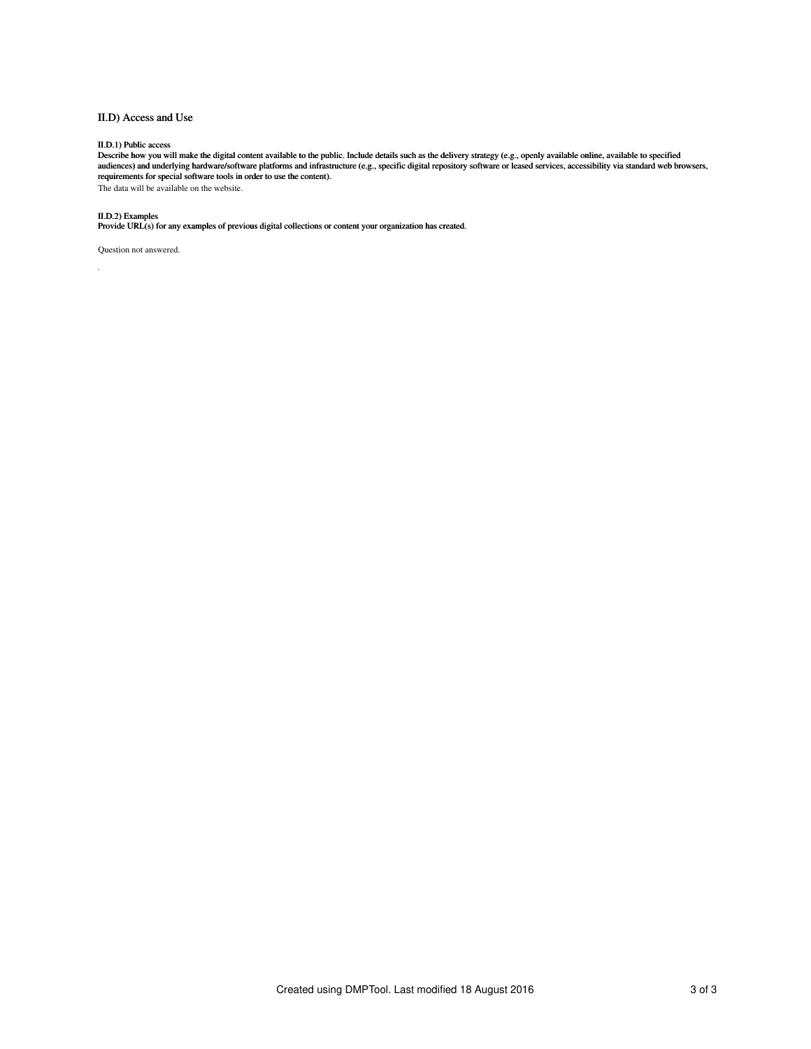## II.D) Access and Use

**II.D.1) Public access**
**Describe how you will make the digital content available to the public. Include details such as the delivery strategy (e.g., openly available online, available to specified audiences) and underlying hardware/software platforms and infrastructure (e.g., specific digital repository software or leased services, accessibility via standard web browsers, requirements for special software tools in order to use the content).**

The data will be available on the website.

**II.D.2) Examples**
**Provide URL(s) for any examples of previous digital collections or content your organization has created.**

Question not answered.